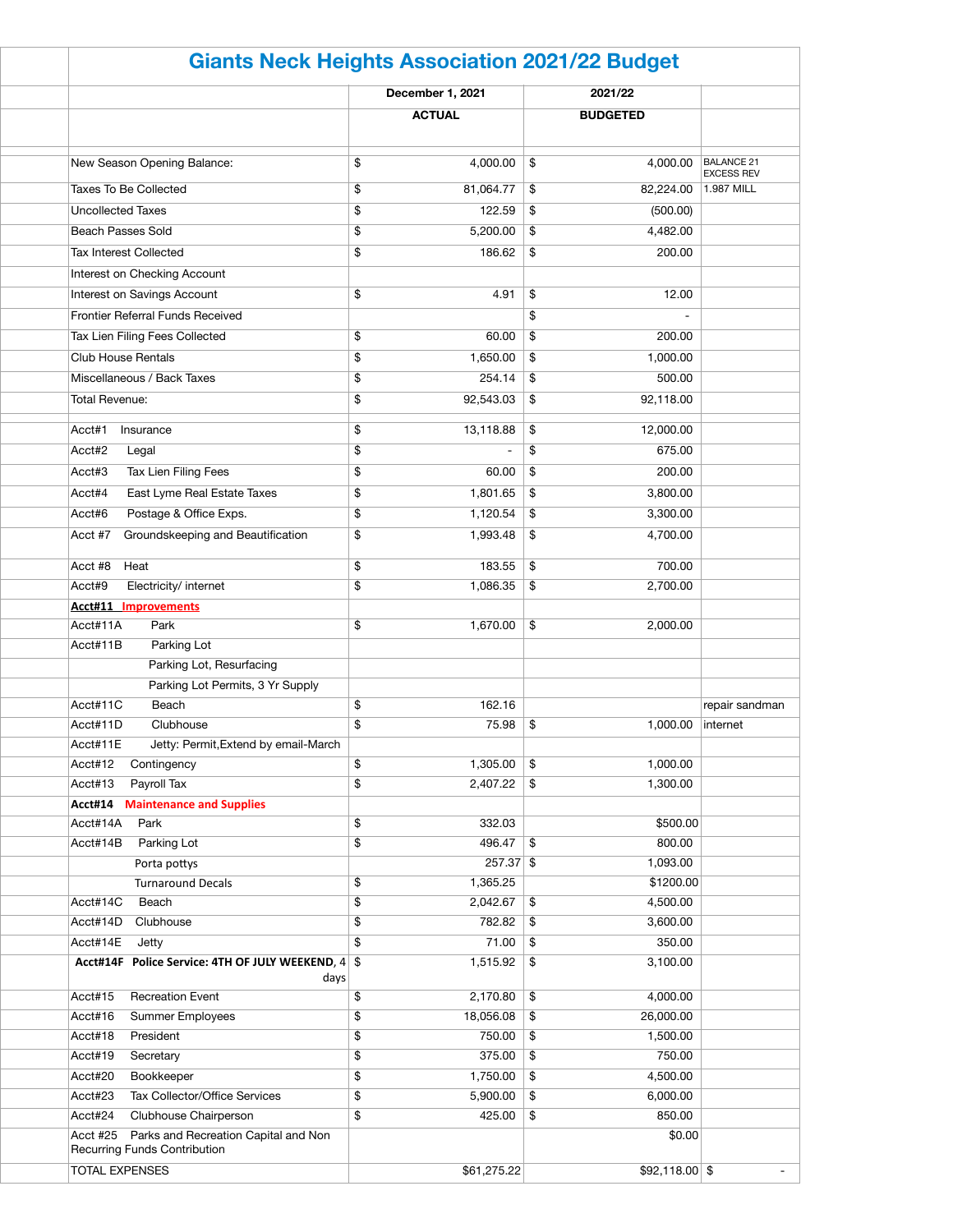# Giants Neck Heights Association 2021/22 Budget

| | December 1, 2021 ACTUAL | 2021/22 BUDGETED | |
|---|---|---|---|
| New Season Opening Balance: | $ 4,000.00 | $ 4,000.00 | BALANCE 21 EXCESS REV |
| Taxes To Be Collected | $ 81,064.77 | $ 82,224.00 | 1.987 MILL |
| Uncollected Taxes | $ 122.59 | $ (500.00) | |
| Beach Passes Sold | $ 5,200.00 | $ 4,482.00 | |
| Tax Interest Collected | $ 186.62 | $ 200.00 | |
| Interest on Checking Account | | | |
| Interest on Savings Account | $ 4.91 | $ 12.00 | |
| Frontier Referral Funds Received | | $ - | |
| Tax Lien Filing Fees Collected | $ 60.00 | $ 200.00 | |
| Club House Rentals | $ 1,650.00 | $ 1,000.00 | |
| Miscellaneous / Back Taxes | $ 254.14 | $ 500.00 | |
| Total Revenue: | $ 92,543.03 | $ 92,118.00 | |
| | | | |
| Acct#1 Insurance | $ 13,118.88 | $ 12,000.00 | |
| Acct#2 Legal | $ - | $ 675.00 | |
| Acct#3 Tax Lien Filing Fees | $ 60.00 | $ 200.00 | |
| Acct#4 East Lyme Real Estate Taxes | $ 1,801.65 | $ 3,800.00 | |
| Acct#6 Postage & Office Exps. | $ 1,120.54 | $ 3,300.00 | |
| Acct #7 Groundskeeping and Beautification | $ 1,993.48 | $ 4,700.00 | |
| Acct #8 Heat | $ 183.55 | $ 700.00 | |
| Acct#9 Electricity/ internet | $ 1,086.35 | $ 2,700.00 | |
| **Acct#11 Improvements** | | | |
| Acct#11A Park | $ 1,670.00 | $ 2,000.00 | |
| Acct#11B Parking Lot | | | |
| Parking Lot, Resurfacing | | | |
| Parking Lot Permits, 3 Yr Supply | | | |
| Acct#11C Beach | $ 162.16 | | repair sandman |
| Acct#11D Clubhouse | $ 75.98 | $ 1,000.00 | internet |
| Acct#11E Jetty: Permit,Extend by email-March | | | |
| Acct#12 Contingency | $ 1,305.00 | $ 1,000.00 | |
| Acct#13 Payroll Tax | $ 2,407.22 | $ 1,300.00 | |
| **Acct#14 Maintenance and Supplies** | | | |
| Acct#14A Park | $ 332.03 | $500.00 | |
| Acct#14B Parking Lot | $ 496.47 | $ 800.00 | |
| Porta pottys | 257.37 | $ 1,093.00 | |
| Turnaround Decals | $ 1,365.25 | $1200.00 | |
| Acct#14C Beach | $ 2,042.67 | $ 4,500.00 | |
| Acct#14D Clubhouse | $ 782.82 | $ 3,600.00 | |
| Acct#14E Jetty | $ 71.00 | $ 350.00 | |
| **Acct#14F Police Service: 4TH OF JULY WEEKEND, 4 days** | $ 1,515.92 | $ 3,100.00 | |
| Acct#15 Recreation Event | $ 2,170.80 | $ 4,000.00 | |
| Acct#16 Summer Employees | $ 18,056.08 | $ 26,000.00 | |
| Acct#18 President | $ 750.00 | $ 1,500.00 | |
| Acct#19 Secretary | $ 375.00 | $ 750.00 | |
| Acct#20 Bookkeeper | $ 1,750.00 | $ 4,500.00 | |
| Acct#23 Tax Collector/Office Services | $ 5,900.00 | $ 6,000.00 | |
| Acct#24 Clubhouse Chairperson | $ 425.00 | $ 850.00 | |
| Acct #25 Parks and Recreation Capital and Non Recurring Funds Contribution | | $0.00 | |
| TOTAL EXPENSES | $61,275.22 | $92,118.00 | $ - |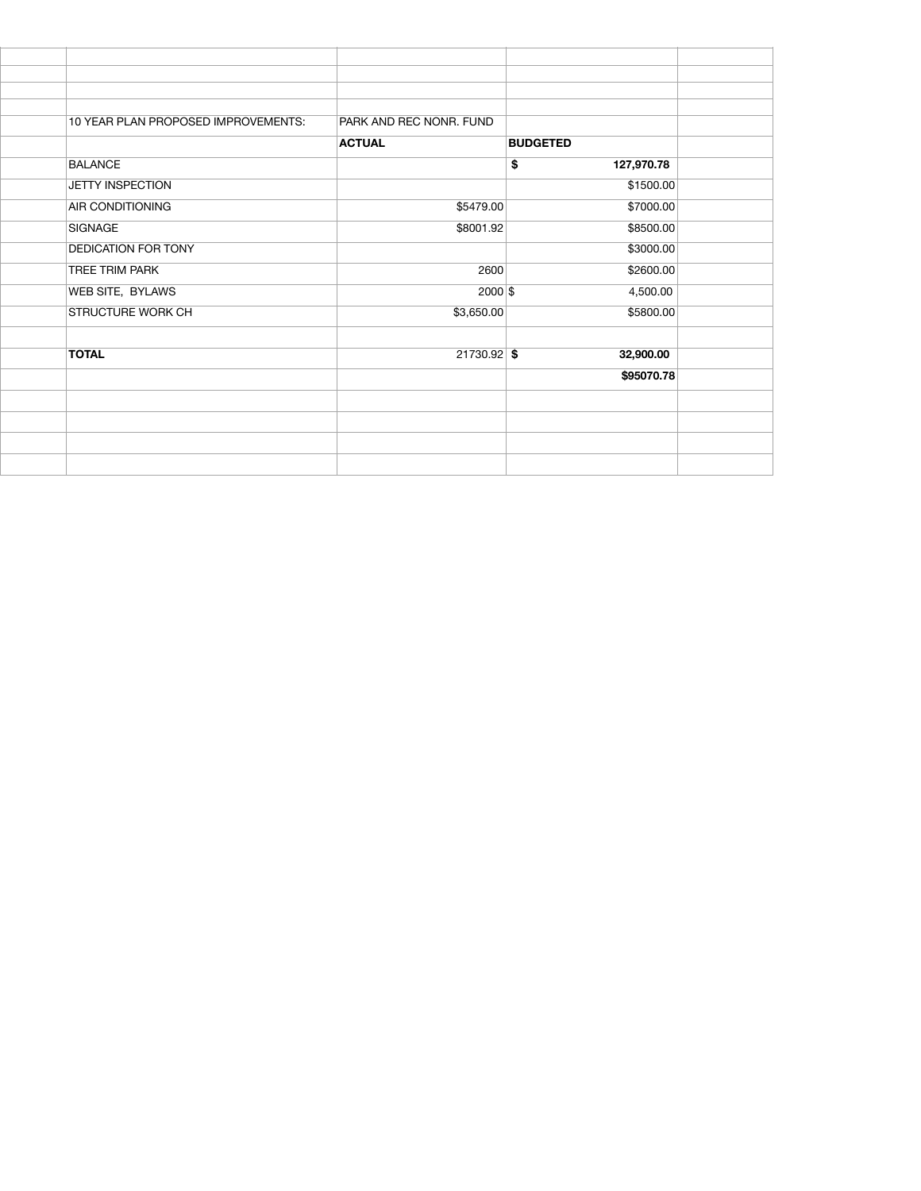| | | |
|---|---|---|
| 10 YEAR PLAN PROPOSED IMPROVEMENTS: | PARK AND REC NONR. FUND | |
| | **ACTUAL** | **BUDGETED** |
| BALANCE | | **$ 127,970.78** |
| JETTY INSPECTION | | $1500.00 |
| AIR CONDITIONING | $5479.00 | $7000.00 |
| SIGNAGE | $8001.92 | $8500.00 |
| DEDICATION FOR TONY | | $3000.00 |
| TREE TRIM PARK | 2600 | $2600.00 |
| WEB SITE, BYLAWS | 2000 | $ 4,500.00 |
| STRUCTURE WORK CH | $3,650.00 | $5800.00 |
| | | |
| **TOTAL** | 21730.92 | **$ 32,900.00** |
| | | **$95070.78** |